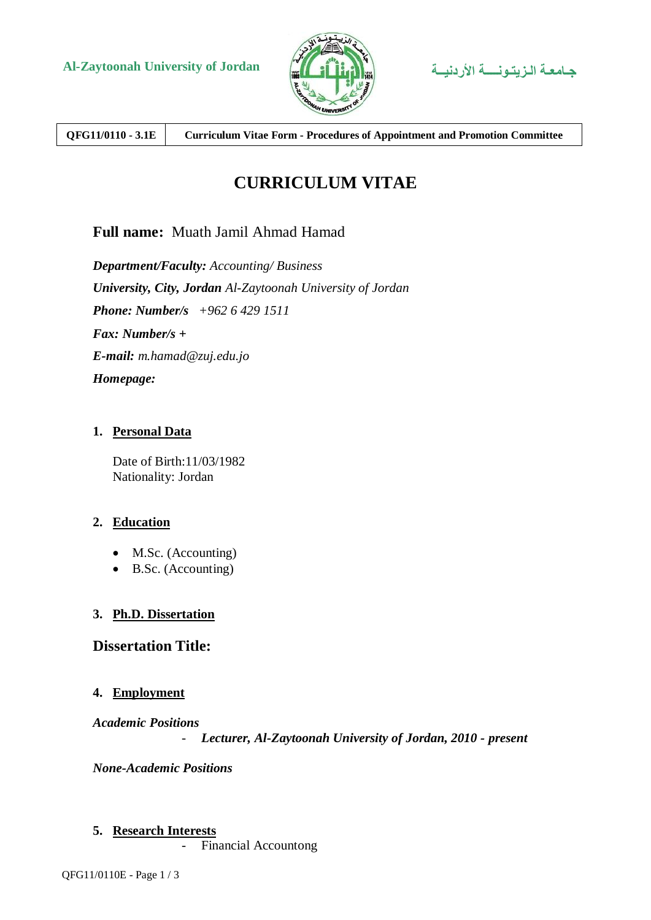Al-Zaytoonah University of Jordan جـامعـة الـزيـتـونــــة الأردنيــة

| QFG11/0110 - 3.1E | Curriculum Vitae Form - Procedures of Appointment and Promotion Committee |
|---|---|

# CURRICULUM VITAE

**Full name:** Muath Jamil Ahmad Hamad

***Department/Faculty:*** *Accounting/ Business*

***University, City, Jordan*** *Al-Zaytoonah University of Jordan*

***Phone: Number/s*** *+962 6 429 1511*

***Fax: Number/s +***

***E-mail:*** *m.hamad@zuj.edu.jo*

***Homepage:***

## 1. Personal Data

Date of Birth:11/03/1982
Nationality: Jordan

## 2. Education

- M.Sc. (Accounting)
- B.Sc. (Accounting)

## 3. Ph.D. Dissertation

### Dissertation Title:

## 4. Employment

***Academic Positions***

- ***Lecturer, Al-Zaytoonah University of Jordan, 2010 - present***

***None-Academic Positions***

## 5. Research Interests

- Financial Accountong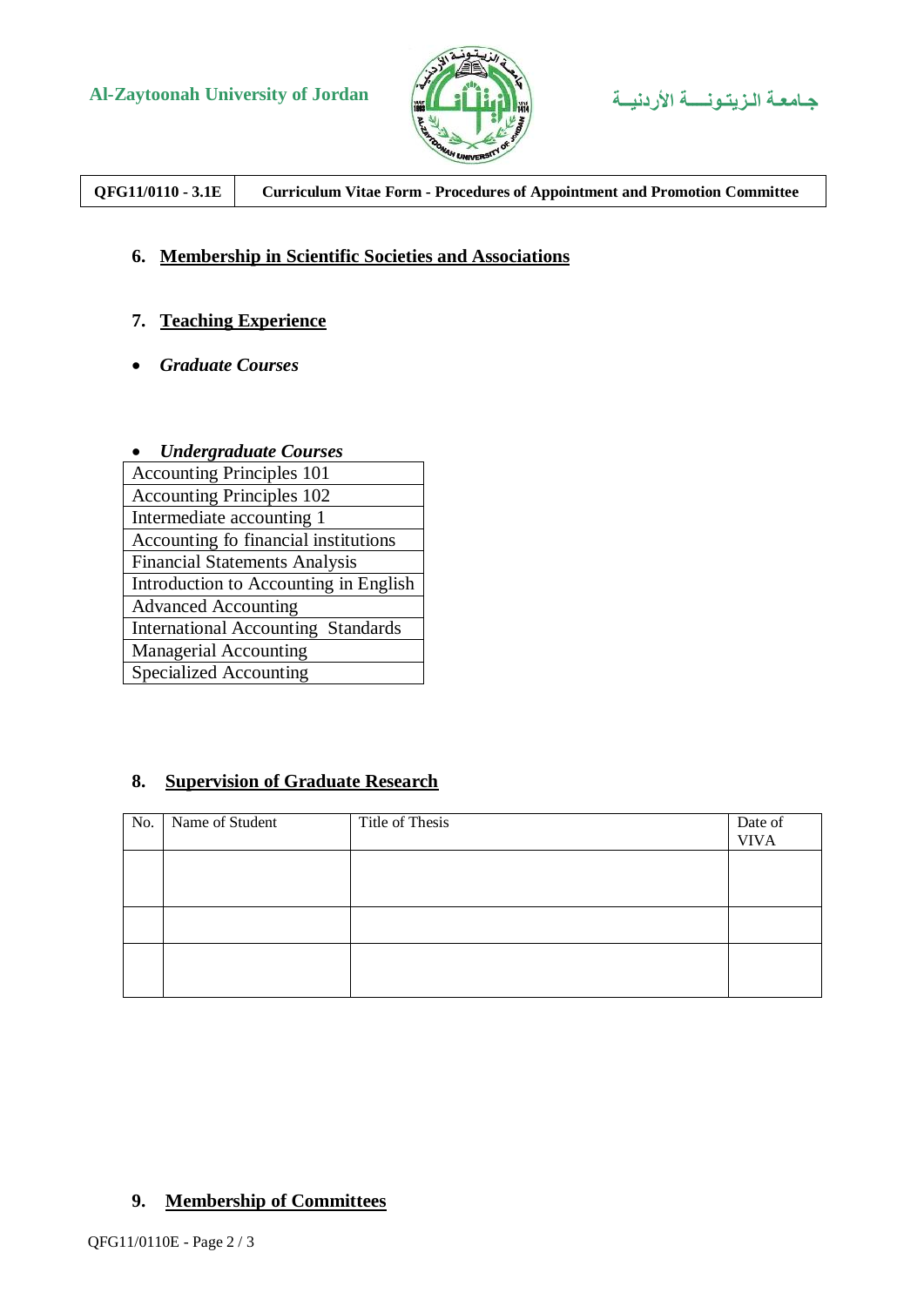## 6. Membership in Scientific Societies and Associations

## 7. Teaching Experience

- ***Graduate Courses***

- ***Undergraduate Courses***

| Accounting Principles 101 |
|---|
| Accounting Principles 102 |
| Intermediate accounting 1 |
| Accounting fo financial institutions |
| Financial Statements Analysis |
| Introduction to Accounting in English |
| Advanced Accounting |
| International Accounting Standards |
| Managerial Accounting |
| Specialized Accounting |

## 8. Supervision of Graduate Research

| No. | Name of Student | Title of Thesis | Date of VIVA |
|---|---|---|---|
| | | | |
| | | | |
| | | | |

## 9. Membership of Committees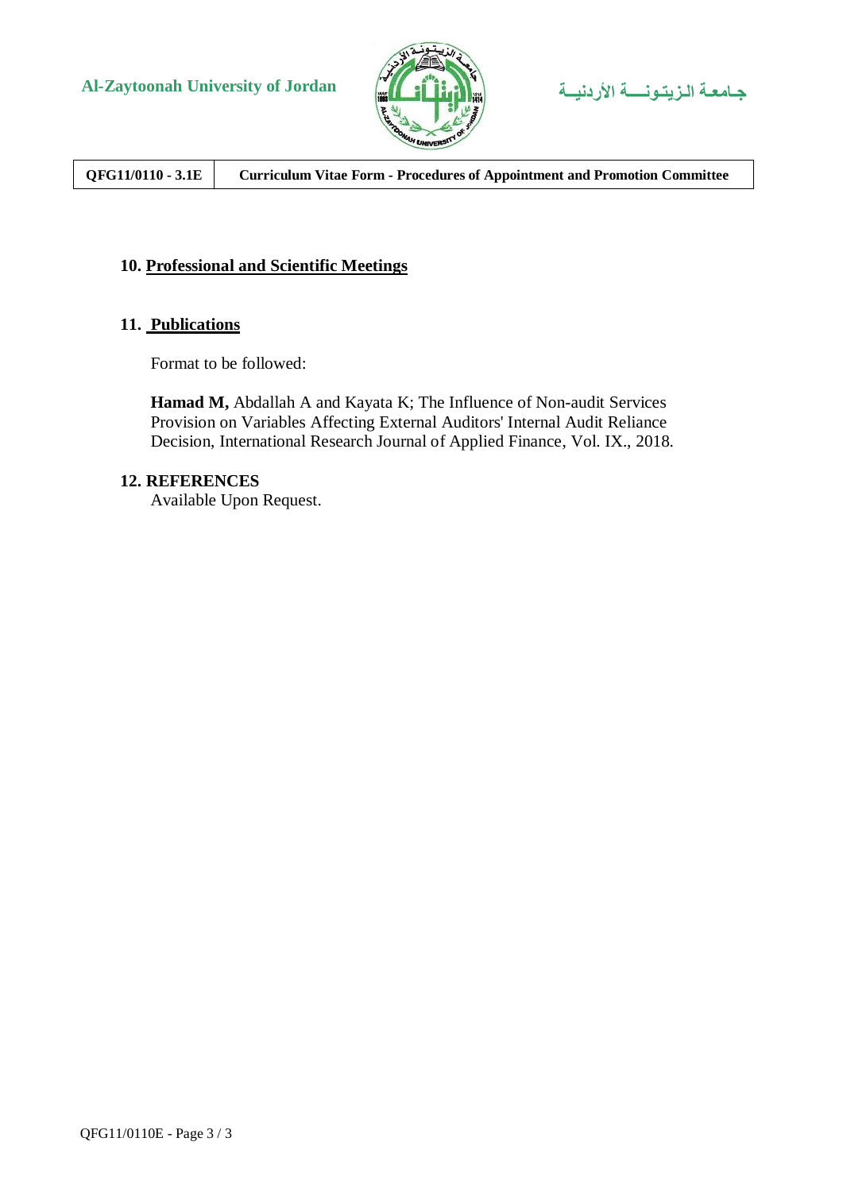## 10. Professional and Scientific Meetings

## 11. Publications

Format to be followed:

**Hamad M,** Abdallah A and Kayata K; The Influence of Non-audit Services Provision on Variables Affecting External Auditors' Internal Audit Reliance Decision, International Research Journal of Applied Finance, Vol. IX., 2018.

## 12. REFERENCES

Available Upon Request.